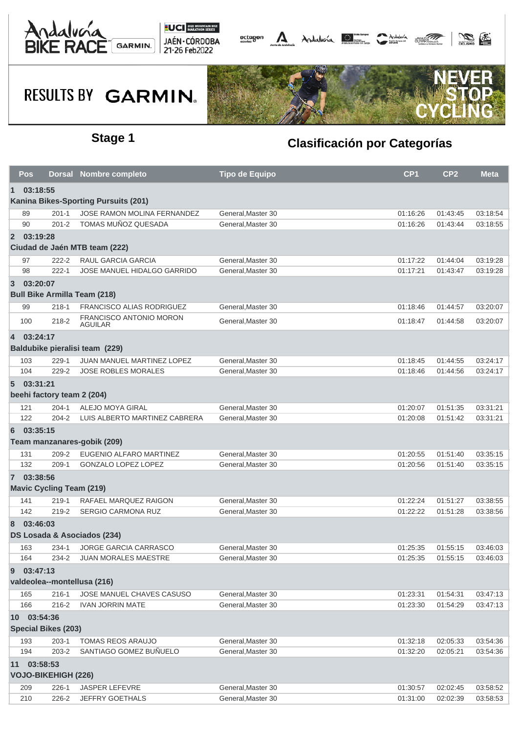RESULTS BY GARMIN

## Stage 1

## Clasificación por Categorías

| Pos | Dorsal | Nombre completo | Tipo de Equipo | CP1 | CP2 | Meta |
|---|---|---|---|---|---|---|
| **1 03:18:55** | | | | | | |
| **Kanina Bikes-Sporting Pursuits (201)** | | | | | | |
| 89 | 201-1 | JOSE RAMON MOLINA FERNANDEZ | General,Master 30 | 01:16:26 | 01:43:45 | 03:18:54 |
| 90 | 201-2 | TOMAS MUÑOZ QUESADA | General,Master 30 | 01:16:26 | 01:43:44 | 03:18:55 |
| **2 03:19:28** | | | | | | |
| **Ciudad de Jaén MTB team (222)** | | | | | | |
| 97 | 222-2 | RAUL GARCIA GARCIA | General,Master 30 | 01:17:22 | 01:44:04 | 03:19:28 |
| 98 | 222-1 | JOSE MANUEL HIDALGO GARRIDO | General,Master 30 | 01:17:21 | 01:43:47 | 03:19:28 |
| **3 03:20:07** | | | | | | |
| **Bull Bike Armilla Team (218)** | | | | | | |
| 99 | 218-1 | FRANCISCO ALIAS RODRIGUEZ | General,Master 30 | 01:18:46 | 01:44:57 | 03:20:07 |
| 100 | 218-2 | FRANCISCO ANTONIO MORON AGUILAR | General,Master 30 | 01:18:47 | 01:44:58 | 03:20:07 |
| **4 03:24:17** | | | | | | |
| **Baldubike pieralisi team (229)** | | | | | | |
| 103 | 229-1 | JUAN MANUEL MARTINEZ LOPEZ | General,Master 30 | 01:18:45 | 01:44:55 | 03:24:17 |
| 104 | 229-2 | JOSE ROBLES MORALES | General,Master 30 | 01:18:46 | 01:44:56 | 03:24:17 |
| **5 03:31:21** | | | | | | |
| **beehi factory team 2 (204)** | | | | | | |
| 121 | 204-1 | ALEJO MOYA GIRAL | General,Master 30 | 01:20:07 | 01:51:35 | 03:31:21 |
| 122 | 204-2 | LUIS ALBERTO MARTINEZ CABRERA | General,Master 30 | 01:20:08 | 01:51:42 | 03:31:21 |
| **6 03:35:15** | | | | | | |
| **Team manzanares-gobik (209)** | | | | | | |
| 131 | 209-2 | EUGENIO ALFARO MARTINEZ | General,Master 30 | 01:20:55 | 01:51:40 | 03:35:15 |
| 132 | 209-1 | GONZALO LOPEZ LOPEZ | General,Master 30 | 01:20:56 | 01:51:40 | 03:35:15 |
| **7 03:38:56** | | | | | | |
| **Mavic Cycling Team (219)** | | | | | | |
| 141 | 219-1 | RAFAEL MARQUEZ RAIGON | General,Master 30 | 01:22:24 | 01:51:27 | 03:38:55 |
| 142 | 219-2 | SERGIO CARMONA RUZ | General,Master 30 | 01:22:22 | 01:51:28 | 03:38:56 |
| **8 03:46:03** | | | | | | |
| **DS Losada & Asociados (234)** | | | | | | |
| 163 | 234-1 | JORGE GARCIA CARRASCO | General,Master 30 | 01:25:35 | 01:55:15 | 03:46:03 |
| 164 | 234-2 | JUAN MORALES MAESTRE | General,Master 30 | 01:25:35 | 01:55:15 | 03:46:03 |
| **9 03:47:13** | | | | | | |
| **valdeolea--montellusa (216)** | | | | | | |
| 165 | 216-1 | JOSE MANUEL CHAVES CASUSO | General,Master 30 | 01:23:31 | 01:54:31 | 03:47:13 |
| 166 | 216-2 | IVAN JORRIN MATE | General,Master 30 | 01:23:30 | 01:54:29 | 03:47:13 |
| **10 03:54:36** | | | | | | |
| **Special Bikes (203)** | | | | | | |
| 193 | 203-1 | TOMAS REOS ARAUJO | General,Master 30 | 01:32:18 | 02:05:33 | 03:54:36 |
| 194 | 203-2 | SANTIAGO GOMEZ BUÑUELO | General,Master 30 | 01:32:20 | 02:05:21 | 03:54:36 |
| **11 03:58:53** | | | | | | |
| **VOJO-BIKEHIGH (226)** | | | | | | |
| 209 | 226-1 | JASPER LEFEVRE | General,Master 30 | 01:30:57 | 02:02:45 | 03:58:52 |
| 210 | 226-2 | JEFFRY GOETHALS | General,Master 30 | 01:31:00 | 02:02:39 | 03:58:53 |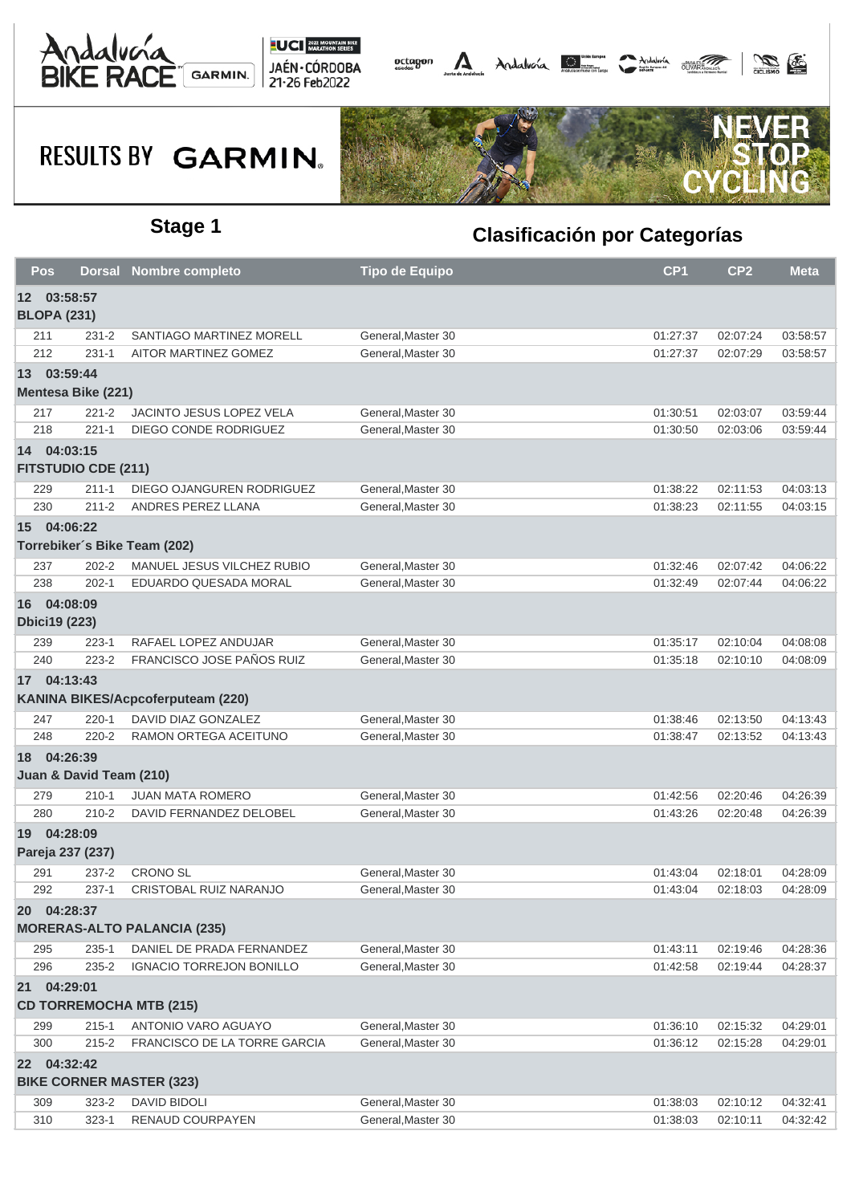## Stage 1

## Clasificación por Categorías

| Pos | Dorsal | Nombre completo | Tipo de Equipo | CP1 | CP2 | Meta |
|---|---|---|---|---|---|---|
| **12 03:58:57** | | | | | | |
| **BLOPA (231)** | | | | | | |
| 211 | 231-2 | SANTIAGO MARTINEZ MORELL | General,Master 30 | 01:27:37 | 02:07:24 | 03:58:57 |
| 212 | 231-1 | AITOR MARTINEZ GOMEZ | General,Master 30 | 01:27:37 | 02:07:29 | 03:58:57 |
| **13 03:59:44** | | | | | | |
| **Mentesa Bike (221)** | | | | | | |
| 217 | 221-2 | JACINTO JESUS LOPEZ VELA | General,Master 30 | 01:30:51 | 02:03:07 | 03:59:44 |
| 218 | 221-1 | DIEGO CONDE RODRIGUEZ | General,Master 30 | 01:30:50 | 02:03:06 | 03:59:44 |
| **14 04:03:15** | | | | | | |
| **FITSTUDIO CDE (211)** | | | | | | |
| 229 | 211-1 | DIEGO OJANGUREN RODRIGUEZ | General,Master 30 | 01:38:22 | 02:11:53 | 04:03:13 |
| 230 | 211-2 | ANDRES PEREZ LLANA | General,Master 30 | 01:38:23 | 02:11:55 | 04:03:15 |
| **15 04:06:22** | | | | | | |
| **Torrebiker´s Bike Team (202)** | | | | | | |
| 237 | 202-2 | MANUEL JESUS VILCHEZ RUBIO | General,Master 30 | 01:32:46 | 02:07:42 | 04:06:22 |
| 238 | 202-1 | EDUARDO QUESADA MORAL | General,Master 30 | 01:32:49 | 02:07:44 | 04:06:22 |
| **16 04:08:09** | | | | | | |
| **Dbici19 (223)** | | | | | | |
| 239 | 223-1 | RAFAEL LOPEZ ANDUJAR | General,Master 30 | 01:35:17 | 02:10:04 | 04:08:08 |
| 240 | 223-2 | FRANCISCO JOSE PAÑOS RUIZ | General,Master 30 | 01:35:18 | 02:10:10 | 04:08:09 |
| **17 04:13:43** | | | | | | |
| **KANINA BIKES/Acpcoferputeam (220)** | | | | | | |
| 247 | 220-1 | DAVID DIAZ GONZALEZ | General,Master 30 | 01:38:46 | 02:13:50 | 04:13:43 |
| 248 | 220-2 | RAMON ORTEGA ACEITUNO | General,Master 30 | 01:38:47 | 02:13:52 | 04:13:43 |
| **18 04:26:39** | | | | | | |
| **Juan & David Team (210)** | | | | | | |
| 279 | 210-1 | JUAN MATA ROMERO | General,Master 30 | 01:42:56 | 02:20:46 | 04:26:39 |
| 280 | 210-2 | DAVID FERNANDEZ DELOBEL | General,Master 30 | 01:43:26 | 02:20:48 | 04:26:39 |
| **19 04:28:09** | | | | | | |
| **Pareja 237 (237)** | | | | | | |
| 291 | 237-2 | CRONO SL | General,Master 30 | 01:43:04 | 02:18:01 | 04:28:09 |
| 292 | 237-1 | CRISTOBAL RUIZ NARANJO | General,Master 30 | 01:43:04 | 02:18:03 | 04:28:09 |
| **20 04:28:37** | | | | | | |
| **MORERAS-ALTO PALANCIA (235)** | | | | | | |
| 295 | 235-1 | DANIEL DE PRADA FERNANDEZ | General,Master 30 | 01:43:11 | 02:19:46 | 04:28:36 |
| 296 | 235-2 | IGNACIO TORREJON BONILLO | General,Master 30 | 01:42:58 | 02:19:44 | 04:28:37 |
| **21 04:29:01** | | | | | | |
| **CD TORREMOCHA MTB (215)** | | | | | | |
| 299 | 215-1 | ANTONIO VARO AGUAYO | General,Master 30 | 01:36:10 | 02:15:32 | 04:29:01 |
| 300 | 215-2 | FRANCISCO DE LA TORRE GARCIA | General,Master 30 | 01:36:12 | 02:15:28 | 04:29:01 |
| **22 04:32:42** | | | | | | |
| **BIKE CORNER MASTER (323)** | | | | | | |
| 309 | 323-2 | DAVID BIDOLI | General,Master 30 | 01:38:03 | 02:10:12 | 04:32:41 |
| 310 | 323-1 | RENAUD COURPAYEN | General,Master 30 | 01:38:03 | 02:10:11 | 04:32:42 |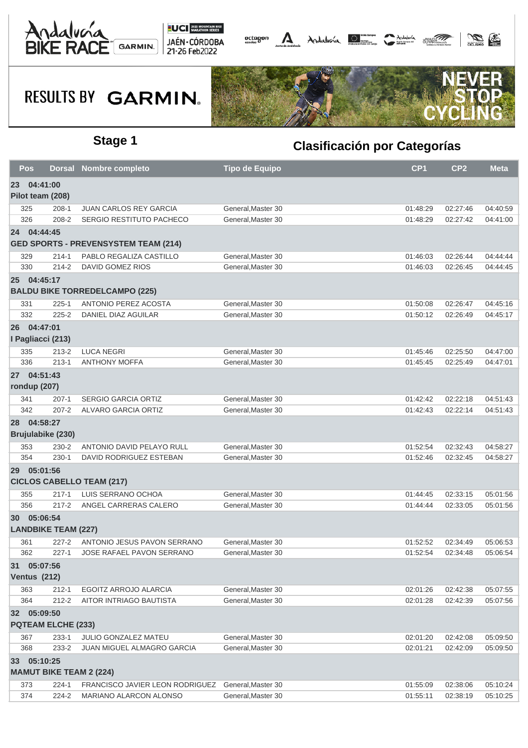## Stage 1

## Clasificación por Categorías

| Pos | Dorsal | Nombre completo | Tipo de Equipo | CP1 | CP2 | Meta |
|---|---|---|---|---|---|---|
| **23 04:41:00** | | | | | | |
| **Pilot team (208)** | | | | | | |
| 325 | 208-1 | JUAN CARLOS REY GARCIA | General,Master 30 | 01:48:29 | 02:27:46 | 04:40:59 |
| 326 | 208-2 | SERGIO RESTITUTO PACHECO | General,Master 30 | 01:48:29 | 02:27:42 | 04:41:00 |
| **24 04:44:45** | | | | | | |
| **GED SPORTS - PREVENSYSTEM TEAM (214)** | | | | | | |
| 329 | 214-1 | PABLO REGALIZA CASTILLO | General,Master 30 | 01:46:03 | 02:26:44 | 04:44:44 |
| 330 | 214-2 | DAVID GOMEZ RIOS | General,Master 30 | 01:46:03 | 02:26:45 | 04:44:45 |
| **25 04:45:17** | | | | | | |
| **BALDU BIKE TORREDELCAMPO (225)** | | | | | | |
| 331 | 225-1 | ANTONIO PEREZ ACOSTA | General,Master 30 | 01:50:08 | 02:26:47 | 04:45:16 |
| 332 | 225-2 | DANIEL DIAZ AGUILAR | General,Master 30 | 01:50:12 | 02:26:49 | 04:45:17 |
| **26 04:47:01** | | | | | | |
| **I Pagliacci (213)** | | | | | | |
| 335 | 213-2 | LUCA NEGRI | General,Master 30 | 01:45:46 | 02:25:50 | 04:47:00 |
| 336 | 213-1 | ANTHONY MOFFA | General,Master 30 | 01:45:45 | 02:25:49 | 04:47:01 |
| **27 04:51:43** | | | | | | |
| **rondup (207)** | | | | | | |
| 341 | 207-1 | SERGIO GARCIA ORTIZ | General,Master 30 | 01:42:42 | 02:22:18 | 04:51:43 |
| 342 | 207-2 | ALVARO GARCIA ORTIZ | General,Master 30 | 01:42:43 | 02:22:14 | 04:51:43 |
| **28 04:58:27** | | | | | | |
| **Brujulabike (230)** | | | | | | |
| 353 | 230-2 | ANTONIO DAVID PELAYO RULL | General,Master 30 | 01:52:54 | 02:32:43 | 04:58:27 |
| 354 | 230-1 | DAVID RODRIGUEZ ESTEBAN | General,Master 30 | 01:52:46 | 02:32:45 | 04:58:27 |
| **29 05:01:56** | | | | | | |
| **CICLOS CABELLO TEAM (217)** | | | | | | |
| 355 | 217-1 | LUIS SERRANO OCHOA | General,Master 30 | 01:44:45 | 02:33:15 | 05:01:56 |
| 356 | 217-2 | ANGEL CARRERAS CALERO | General,Master 30 | 01:44:44 | 02:33:05 | 05:01:56 |
| **30 05:06:54** | | | | | | |
| **LANDBIKE TEAM (227)** | | | | | | |
| 361 | 227-2 | ANTONIO JESUS PAVON SERRANO | General,Master 30 | 01:52:52 | 02:34:49 | 05:06:53 |
| 362 | 227-1 | JOSE RAFAEL PAVON SERRANO | General,Master 30 | 01:52:54 | 02:34:48 | 05:06:54 |
| **31 05:07:56** | | | | | | |
| **Ventus (212)** | | | | | | |
| 363 | 212-1 | EGOITZ ARROJO ALARCIA | General,Master 30 | 02:01:26 | 02:42:38 | 05:07:55 |
| 364 | 212-2 | AITOR INTRIAGO BAUTISTA | General,Master 30 | 02:01:28 | 02:42:39 | 05:07:56 |
| **32 05:09:50** | | | | | | |
| **PQTEAM ELCHE (233)** | | | | | | |
| 367 | 233-1 | JULIO GONZALEZ MATEU | General,Master 30 | 02:01:20 | 02:42:08 | 05:09:50 |
| 368 | 233-2 | JUAN MIGUEL ALMAGRO GARCIA | General,Master 30 | 02:01:21 | 02:42:09 | 05:09:50 |
| **33 05:10:25** | | | | | | |
| **MAMUT BIKE TEAM 2 (224)** | | | | | | |
| 373 | 224-1 | FRANCISCO JAVIER LEON RODRIGUEZ | General,Master 30 | 01:55:09 | 02:38:06 | 05:10:24 |
| 374 | 224-2 | MARIANO ALARCON ALONSO | General,Master 30 | 01:55:11 | 02:38:19 | 05:10:25 |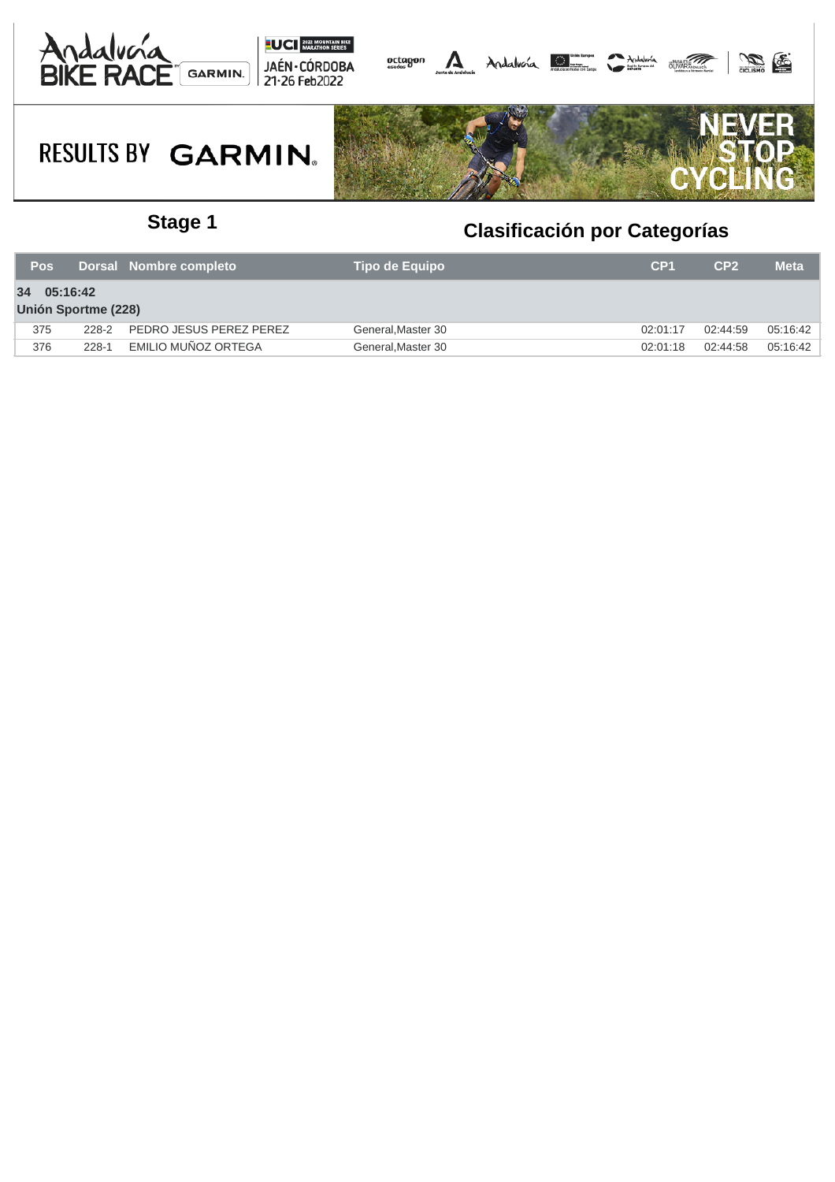## Stage 1

## Clasificación por Categorías

| Pos | Dorsal | Nombre completo | Tipo de Equipo | CP1 | CP2 | Meta |
|---|---|---|---|---|---|---|
| **34 05:16:42 Unión Sportme (228)** | | | | | | |
| 375 | 228-2 | PEDRO JESUS PEREZ PEREZ | General,Master 30 | 02:01:17 | 02:44:59 | 05:16:42 |
| 376 | 228-1 | EMILIO MUÑOZ ORTEGA | General,Master 30 | 02:01:18 | 02:44:58 | 05:16:42 |